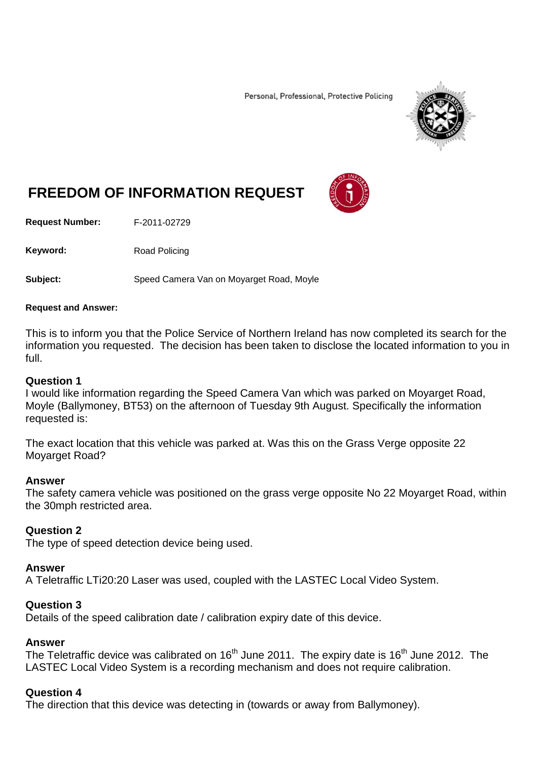Personal, Professional, Protective Policing

# FREEDOM OF INFORMATION REQUEST

**Request Number:** F-2011-02729

**Keyword:** Road Policing

**Subject:** Speed Camera Van on Moyarget Road, Moyle

**Request and Answer:**

This is to inform you that the Police Service of Northern Ireland has now completed its search for the information you requested. The decision has been taken to disclose the located information to you in full.

### Question 1

I would like information regarding the Speed Camera Van which was parked on Moyarget Road, Moyle (Ballymoney, BT53) on the afternoon of Tuesday 9th August. Specifically the information requested is:

The exact location that this vehicle was parked at. Was this on the Grass Verge opposite 22 Moyarget Road?

### Answer

The safety camera vehicle was positioned on the grass verge opposite No 22 Moyarget Road, within the 30mph restricted area.

### Question 2

The type of speed detection device being used.

### Answer

A Teletraffic LTi20:20 Laser was used, coupled with the LASTEC Local Video System.

### Question 3

Details of the speed calibration date / calibration expiry date of this device.

### Answer

The Teletraffic device was calibrated on 16th June 2011. The expiry date is 16th June 2012. The LASTEC Local Video System is a recording mechanism and does not require calibration.

### Question 4

The direction that this device was detecting in (towards or away from Ballymoney).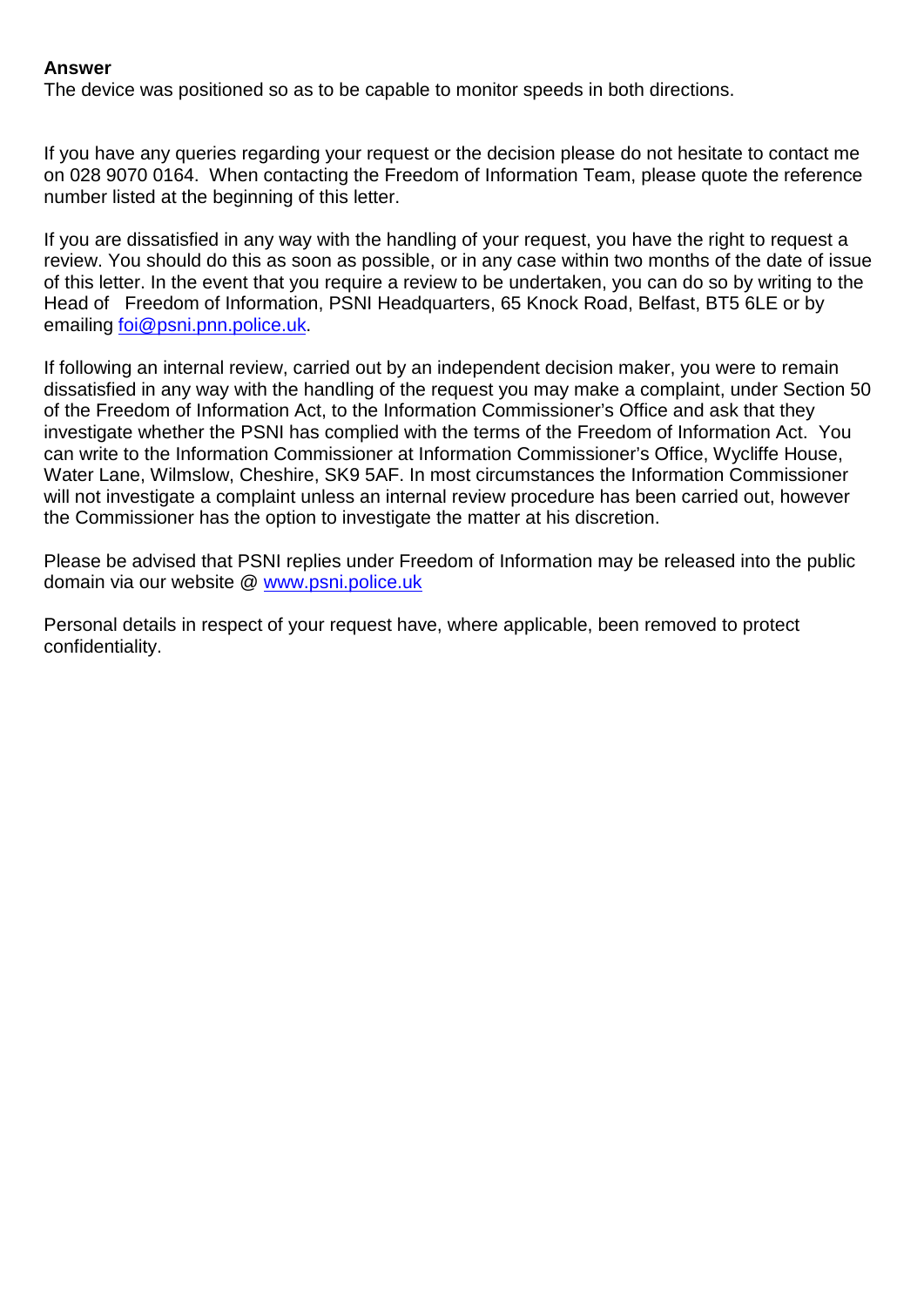**Answer**
The device was positioned so as to be capable to monitor speeds in both directions.

If you have any queries regarding your request or the decision please do not hesitate to contact me on 028 9070 0164. When contacting the Freedom of Information Team, please quote the reference number listed at the beginning of this letter.

If you are dissatisfied in any way with the handling of your request, you have the right to request a review. You should do this as soon as possible, or in any case within two months of the date of issue of this letter. In the event that you require a review to be undertaken, you can do so by writing to the Head of Freedom of Information, PSNI Headquarters, 65 Knock Road, Belfast, BT5 6LE or by emailing foi@psni.pnn.police.uk.

If following an internal review, carried out by an independent decision maker, you were to remain dissatisfied in any way with the handling of the request you may make a complaint, under Section 50 of the Freedom of Information Act, to the Information Commissioner's Office and ask that they investigate whether the PSNI has complied with the terms of the Freedom of Information Act. You can write to the Information Commissioner at Information Commissioner's Office, Wycliffe House, Water Lane, Wilmslow, Cheshire, SK9 5AF. In most circumstances the Information Commissioner will not investigate a complaint unless an internal review procedure has been carried out, however the Commissioner has the option to investigate the matter at his discretion.

Please be advised that PSNI replies under Freedom of Information may be released into the public domain via our website @ www.psni.police.uk

Personal details in respect of your request have, where applicable, been removed to protect confidentiality.